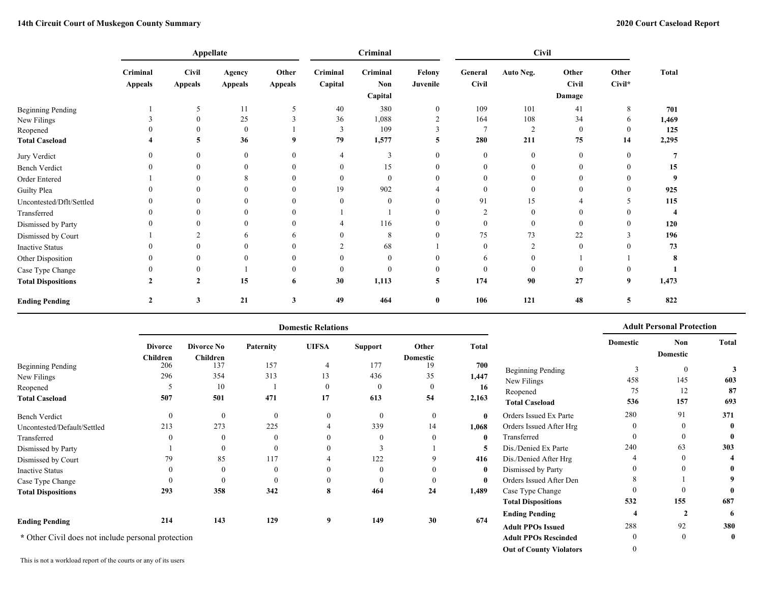**14th Circuit Court of Muskegon County Summary** | **2020 Court Caseload Report**

| | Appellate | | | | Criminal | | | Civil | | | | |
|---|---|---|---|---|---|---|---|---|---|---|---|---|
| | Criminal Appeals | Civil Appeals | Agency Appeals | Other Appeals | Criminal Capital | Criminal Non Capital | Felony Juvenile | General Civil | Auto Neg. | Other Civil Damage | Other Civil* | Total |
| Beginning Pending | 1 | 5 | 11 | 5 | 40 | 380 | 0 | 109 | 101 | 41 | 8 | **701** |
| New Filings | 3 | 0 | 25 | 3 | 36 | 1,088 | 2 | 164 | 108 | 34 | 6 | **1,469** |
| Reopened | 0 | 0 | 0 | 1 | 3 | 109 | 3 | 7 | 2 | 0 | 0 | **125** |
| **Total Caseload** | **4** | **5** | **36** | **9** | **79** | **1,577** | **5** | **280** | **211** | **75** | **14** | **2,295** |
| Jury Verdict | 0 | 0 | 0 | 0 | 4 | 3 | 0 | 0 | 0 | 0 | 0 | **7** |
| Bench Verdict | 0 | 0 | 0 | 0 | 0 | 15 | 0 | 0 | 0 | 0 | 0 | **15** |
| Order Entered | 1 | 0 | 8 | 0 | 0 | 0 | 0 | 0 | 0 | 0 | 0 | **9** |
| Guilty Plea | 0 | 0 | 0 | 0 | 19 | 902 | 4 | 0 | 0 | 0 | 0 | **925** |
| Uncontested/Dflt/Settled | 0 | 0 | 0 | 0 | 0 | 0 | 0 | 91 | 15 | 4 | 5 | **115** |
| Transferred | 0 | 0 | 0 | 0 | 1 | 1 | 0 | 2 | 0 | 0 | 0 | **4** |
| Dismissed by Party | 0 | 0 | 0 | 0 | 4 | 116 | 0 | 0 | 0 | 0 | 0 | **120** |
| Dismissed by Court | 1 | 2 | 6 | 6 | 0 | 8 | 0 | 75 | 73 | 22 | 3 | **196** |
| Inactive Status | 0 | 0 | 0 | 0 | 2 | 68 | 1 | 0 | 2 | 0 | 0 | **73** |
| Other Disposition | 0 | 0 | 0 | 0 | 0 | 0 | 0 | 6 | 0 | 1 | 1 | **8** |
| Case Type Change | 0 | 0 | 1 | 0 | 0 | 0 | 0 | 0 | 0 | 0 | 0 | **1** |
| **Total Dispositions** | **2** | **2** | **15** | **6** | **30** | **1,113** | **5** | **174** | **90** | **27** | **9** | **1,473** |
| **Ending Pending** | **2** | **3** | **21** | **3** | **49** | **464** | **0** | **106** | **121** | **48** | **5** | **822** |

| | Domestic Relations | | | | | | |
|---|---|---|---|---|---|---|---|
| | Divorce Children | Divorce No Children | Paternity | UIFSA | Support | Other Domestic | Total |
| Beginning Pending | 206 | 137 | 157 | 4 | 177 | 19 | **700** |
| New Filings | 296 | 354 | 313 | 13 | 436 | 35 | **1,447** |
| Reopened | 5 | 10 | 1 | 0 | 0 | 0 | **16** |
| **Total Caseload** | **507** | **501** | **471** | **17** | **613** | **54** | **2,163** |
| Bench Verdict | 0 | 0 | 0 | 0 | 0 | 0 | **0** |
| Uncontested/Default/Settled | 213 | 273 | 225 | 4 | 339 | 14 | **1,068** |
| Transferred | 0 | 0 | 0 | 0 | 0 | 0 | **0** |
| Dismissed by Party | 1 | 0 | 0 | 0 | 3 | 1 | **5** |
| Dismissed by Court | 79 | 85 | 117 | 4 | 122 | 9 | **416** |
| Inactive Status | 0 | 0 | 0 | 0 | 0 | 0 | **0** |
| Case Type Change | 0 | 0 | 0 | 0 | 0 | 0 | **0** |
| **Total Dispositions** | **293** | **358** | **342** | **8** | **464** | **24** | **1,489** |
| **Ending Pending** | **214** | **143** | **129** | **9** | **149** | **30** | **674** |

**\*** Other Civil does not include personal protection

| | Adult Personal Protection | | |
|---|---|---|---|
| | Domestic | Non Domestic | Total |
| Beginning Pending | 3 | 0 | **3** |
| New Filings | 458 | 145 | **603** |
| Reopened | 75 | 12 | **87** |
| **Total Caseload** | **536** | **157** | **693** |
| Orders Issued Ex Parte | 280 | 91 | **371** |
| Orders Issued After Hrg | 0 | 0 | **0** |
| Transferred | 0 | 0 | **0** |
| Dis./Denied Ex Parte | 240 | 63 | **303** |
| Dis./Denied After Hrg | 4 | 0 | **4** |
| Dismissed by Party | 0 | 0 | **0** |
| Orders Issued After Den | 8 | 1 | **9** |
| Case Type Change | 0 | 0 | **0** |
| **Total Dispositions** | **532** | **155** | **687** |
| **Ending Pending** | **4** | **2** | **6** |
| **Adult PPOs Issued** | 288 | 92 | **380** |
| **Adult PPOs Rescinded** | 0 | 0 | **0** |
| **Out of County Violators** | 0 | | |

This is not a workload report of the courts or any of its users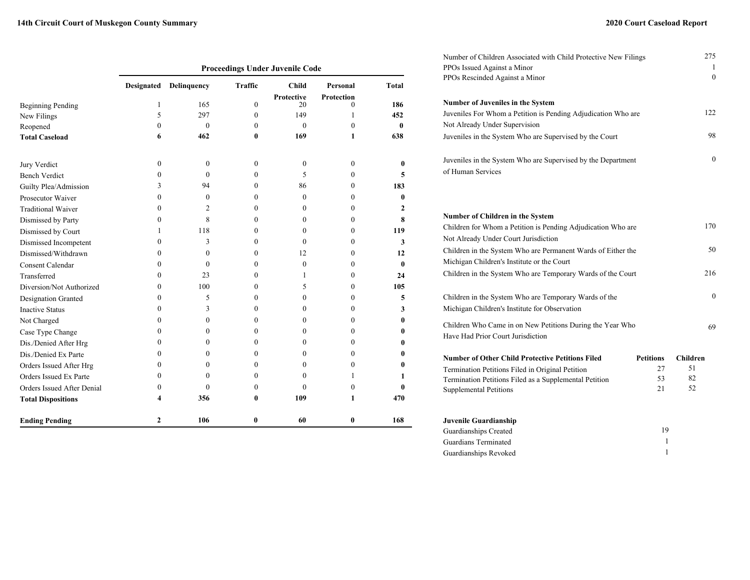## Proceedings Under Juvenile Code

| | Designated | Delinquency | Traffic | Child Protective | Personal Protection | Total |
|---|---|---|---|---|---|---|
| Beginning Pending | 1 | 165 | 0 | 20 | 0 | **186** |
| New Filings | 5 | 297 | 0 | 149 | 1 | **452** |
| Reopened | 0 | 0 | 0 | 0 | 0 | **0** |
| **Total Caseload** | **6** | **462** | **0** | **169** | **1** | **638** |
| Jury Verdict | 0 | 0 | 0 | 0 | 0 | **0** |
| Bench Verdict | 0 | 0 | 0 | 5 | 0 | **5** |
| Guilty Plea/Admission | 3 | 94 | 0 | 86 | 0 | **183** |
| Prosecutor Waiver | 0 | 0 | 0 | 0 | 0 | **0** |
| Traditional Waiver | 0 | 2 | 0 | 0 | 0 | **2** |
| Dismissed by Party | 0 | 8 | 0 | 0 | 0 | **8** |
| Dismissed by Court | 1 | 118 | 0 | 0 | 0 | **119** |
| Dismissed Incompetent | 0 | 3 | 0 | 0 | 0 | **3** |
| Dismissed/Withdrawn | 0 | 0 | 0 | 12 | 0 | **12** |
| Consent Calendar | 0 | 0 | 0 | 0 | 0 | **0** |
| Transferred | 0 | 23 | 0 | 1 | 0 | **24** |
| Diversion/Not Authorized | 0 | 100 | 0 | 5 | 0 | **105** |
| Designation Granted | 0 | 5 | 0 | 0 | 0 | **5** |
| Inactive Status | 0 | 3 | 0 | 0 | 0 | **3** |
| Not Charged | 0 | 0 | 0 | 0 | 0 | **0** |
| Case Type Change | 0 | 0 | 0 | 0 | 0 | **0** |
| Dis./Denied After Hrg | 0 | 0 | 0 | 0 | 0 | **0** |
| Dis./Denied Ex Parte | 0 | 0 | 0 | 0 | 0 | **0** |
| Orders Issued After Hrg | 0 | 0 | 0 | 0 | 0 | **0** |
| Orders Issued Ex Parte | 0 | 0 | 0 | 0 | 1 | **1** |
| Orders Issued After Denial | 0 | 0 | 0 | 0 | 0 | **0** |
| **Total Dispositions** | **4** | **356** | **0** | **109** | **1** | **470** |
| **Ending Pending** | **2** | **106** | **0** | **60** | **0** | **168** |

| | |
|---|---|
| Number of Children Associated with Child Protective New Filings | 275 |
| PPOs Issued Against a Minor | 1 |
| PPOs Rescinded Against a Minor | 0 |

**Number of Juveniles in the System**

| | |
|---|---|
| Juveniles For Whom a Petition is Pending Adjudication Who are Not Already Under Supervision | 122 |
| Juveniles in the System Who are Supervised by the Court | 98 |
| Juveniles in the System Who are Supervised by the Department of Human Services | 0 |

**Number of Children in the System**

| | |
|---|---|
| Children for Whom a Petition is Pending Adjudication Who are Not Already Under Court Jurisdiction | 170 |
| Children in the System Who are Permanent Wards of Either the Michigan Children's Institute or the Court | 50 |
| Children in the System Who are Temporary Wards of the Court | 216 |
| Children in the System Who are Temporary Wards of the Michigan Children's Institute for Observation | 0 |
| Children Who Came in on New Petitions During the Year Who Have Had Prior Court Jurisdiction | 69 |

| Number of Other Child Protective Petitions Filed | Petitions | Children |
|---|---|---|
| Termination Petitions Filed in Original Petition | 27 | 51 |
| Termination Petitions Filed as a Supplemental Petition | 53 | 82 |
| Supplemental Petitions | 21 | 52 |

**Juvenile Guardianship**

| | |
|---|---|
| Guardianships Created | 19 |
| Guardians Terminated | 1 |
| Guardianships Revoked | 1 |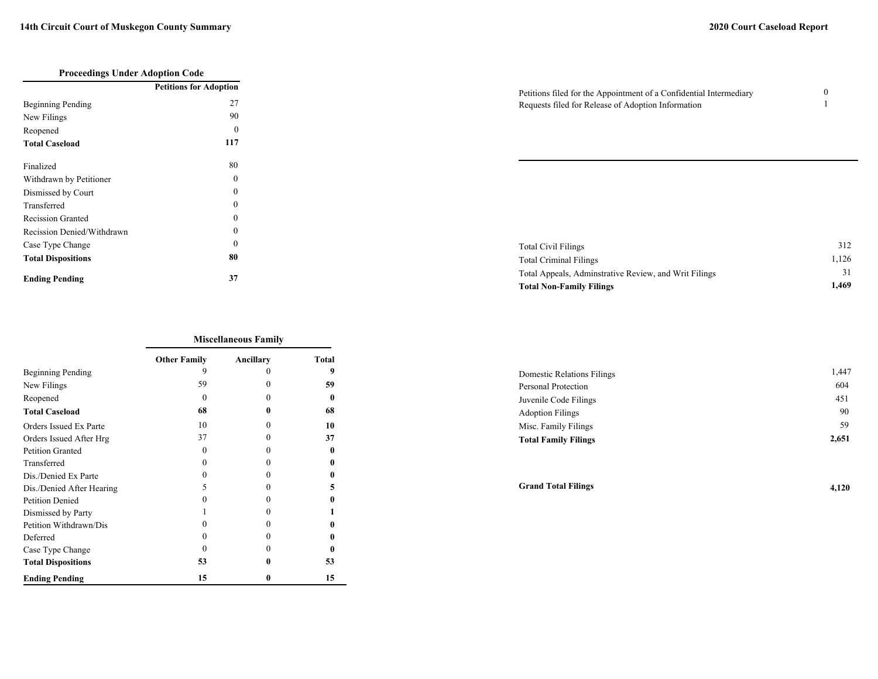### Proceedings Under Adoption Code

| | Petitions for Adoption |
|---|---|
| Beginning Pending | 27 |
| New Filings | 90 |
| Reopened | 0 |
| **Total Caseload** | **117** |
| Finalized | 80 |
| Withdrawn by Petitioner | 0 |
| Dismissed by Court | 0 |
| Transferred | 0 |
| Recission Granted | 0 |
| Recission Denied/Withdrawn | 0 |
| Case Type Change | 0 |
| **Total Dispositions** | **80** |
| **Ending Pending** | **37** |

| | |
|---|---|
| Petitions filed for the Appointment of a Confidential Intermediary | 0 |
| Requests filed for Release of Adoption Information | 1 |

| | |
|---|---|
| Total Civil Filings | 312 |
| Total Criminal Filings | 1,126 |
| Total Appeals, Adminstrative Review, and Writ Filings | 31 |
| **Total Non-Family Filings** | **1,469** |

### Miscellaneous Family

| | Other Family | Ancillary | Total |
|---|---|---|---|
| Beginning Pending | 9 | 0 | **9** |
| New Filings | 59 | 0 | **59** |
| Reopened | 0 | 0 | **0** |
| **Total Caseload** | **68** | **0** | **68** |
| Orders Issued Ex Parte | 10 | 0 | **10** |
| Orders Issued After Hrg | 37 | 0 | **37** |
| Petition Granted | 0 | 0 | **0** |
| Transferred | 0 | 0 | **0** |
| Dis./Denied Ex Parte | 0 | 0 | **0** |
| Dis./Denied After Hearing | 5 | 0 | **5** |
| Petition Denied | 0 | 0 | **0** |
| Dismissed by Party | 1 | 0 | **1** |
| Petition Withdrawn/Dis | 0 | 0 | **0** |
| Deferred | 0 | 0 | **0** |
| Case Type Change | 0 | 0 | **0** |
| **Total Dispositions** | **53** | **0** | **53** |
| **Ending Pending** | **15** | **0** | **15** |

| | |
|---|---|
| Domestic Relations Filings | 1,447 |
| Personal Protection | 604 |
| Juvenile Code Filings | 451 |
| Adoption Filings | 90 |
| Misc. Family Filings | 59 |
| **Total Family Filings** | **2,651** |

| | |
|---|---|
| **Grand Total Filings** | **4,120** |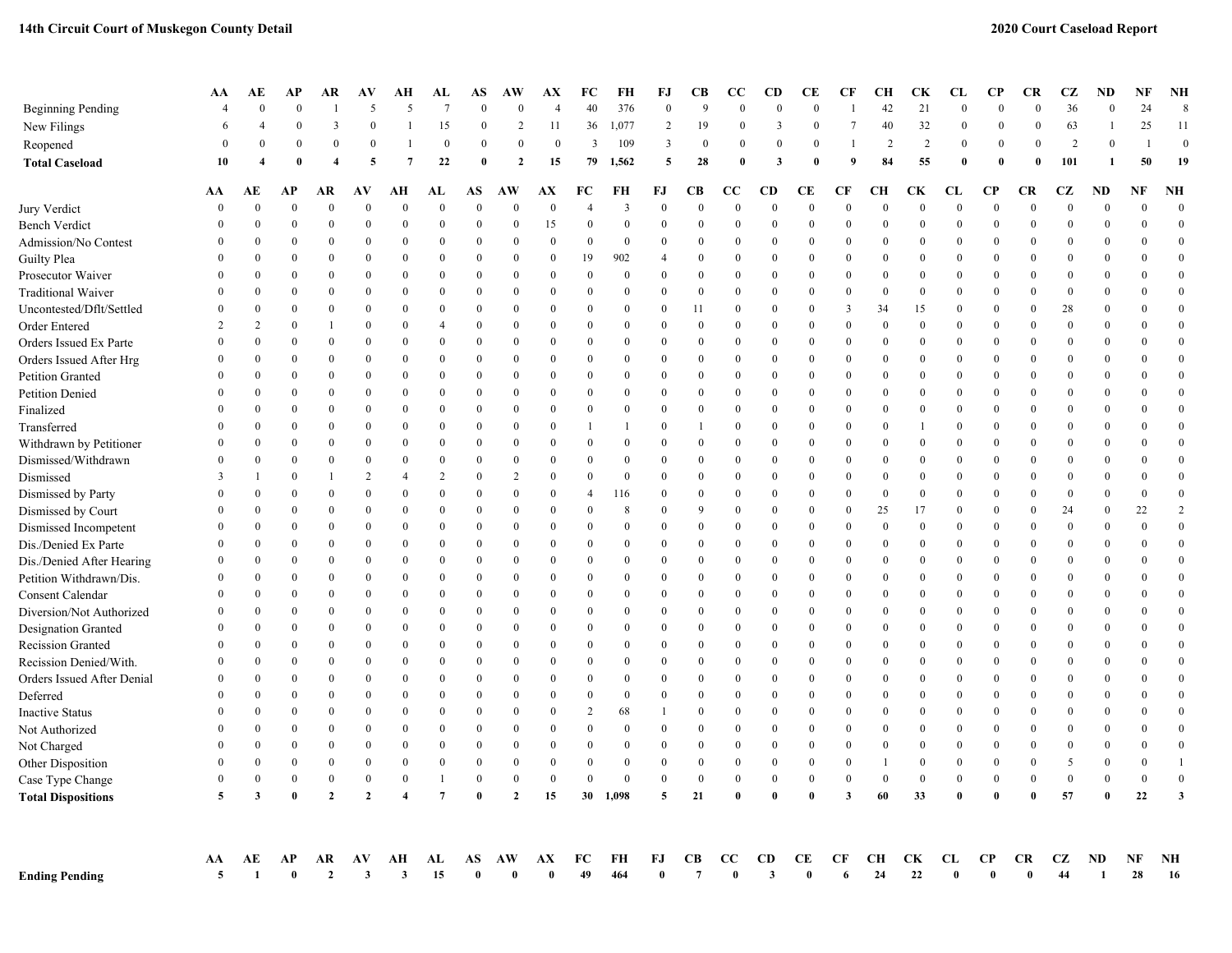**14th Circuit Court of Muskegon County Detail**

**2020 Court Caseload Report**

| | AA | AE | AP | AR | AV | AH | AL | AS | AW | AX | FC | FH | FJ | CB | CC | CD | CE | CF | CH | CK | CL | CP | CR | CZ | ND | NF | NH |
|---|---|---|---|---|---|---|---|---|---|---|---|---|---|---|---|---|---|---|---|---|---|---|---|---|---|---|---|
| Beginning Pending | 4 | 0 | 0 | 1 | 5 | 5 | 7 | 0 | 0 | 4 | 40 | 376 | 0 | 9 | 0 | 0 | 0 | 1 | 42 | 21 | 0 | 0 | 0 | 36 | 0 | 24 | 8 |
| New Filings | 6 | 4 | 0 | 3 | 0 | 1 | 15 | 0 | 2 | 11 | 36 | 1,077 | 2 | 19 | 0 | 3 | 0 | 7 | 40 | 32 | 0 | 0 | 0 | 63 | 1 | 25 | 11 |
| Reopened | 0 | 0 | 0 | 0 | 0 | 1 | 0 | 0 | 0 | 0 | 3 | 109 | 3 | 0 | 0 | 0 | 0 | 1 | 2 | 2 | 0 | 0 | 0 | 2 | 0 | 1 | 0 |
| **Total Caseload** | **10** | **4** | **0** | **4** | **5** | **7** | **22** | **0** | **2** | **15** | **79** | **1,562** | **5** | **28** | **0** | **3** | **0** | **9** | **84** | **55** | **0** | **0** | **0** | **101** | **1** | **50** | **19** |

| | AA | AE | AP | AR | AV | AH | AL | AS | AW | AX | FC | FH | FJ | CB | CC | CD | CE | CF | CH | CK | CL | CP | CR | CZ | ND | NF | NH |
|---|---|---|---|---|---|---|---|---|---|---|---|---|---|---|---|---|---|---|---|---|---|---|---|---|---|---|---|
| Jury Verdict | 0 | 0 | 0 | 0 | 0 | 0 | 0 | 0 | 0 | 0 | 4 | 3 | 0 | 0 | 0 | 0 | 0 | 0 | 0 | 0 | 0 | 0 | 0 | 0 | 0 | 0 | 0 |
| Bench Verdict | 0 | 0 | 0 | 0 | 0 | 0 | 0 | 0 | 0 | 15 | 0 | 0 | 0 | 0 | 0 | 0 | 0 | 0 | 0 | 0 | 0 | 0 | 0 | 0 | 0 | 0 | 0 |
| Admission/No Contest | 0 | 0 | 0 | 0 | 0 | 0 | 0 | 0 | 0 | 0 | 0 | 0 | 0 | 0 | 0 | 0 | 0 | 0 | 0 | 0 | 0 | 0 | 0 | 0 | 0 | 0 | 0 |
| Guilty Plea | 0 | 0 | 0 | 0 | 0 | 0 | 0 | 0 | 0 | 0 | 19 | 902 | 4 | 0 | 0 | 0 | 0 | 0 | 0 | 0 | 0 | 0 | 0 | 0 | 0 | 0 | 0 |
| Prosecutor Waiver | 0 | 0 | 0 | 0 | 0 | 0 | 0 | 0 | 0 | 0 | 0 | 0 | 0 | 0 | 0 | 0 | 0 | 0 | 0 | 0 | 0 | 0 | 0 | 0 | 0 | 0 | 0 |
| Traditional Waiver | 0 | 0 | 0 | 0 | 0 | 0 | 0 | 0 | 0 | 0 | 0 | 0 | 0 | 0 | 0 | 0 | 0 | 0 | 0 | 0 | 0 | 0 | 0 | 0 | 0 | 0 | 0 |
| Uncontested/Dflt/Settled | 0 | 0 | 0 | 0 | 0 | 0 | 0 | 0 | 0 | 0 | 0 | 0 | 0 | 11 | 0 | 0 | 0 | 3 | 34 | 15 | 0 | 0 | 0 | 28 | 0 | 0 | 0 |
| Order Entered | 2 | 2 | 0 | 1 | 0 | 0 | 4 | 0 | 0 | 0 | 0 | 0 | 0 | 0 | 0 | 0 | 0 | 0 | 0 | 0 | 0 | 0 | 0 | 0 | 0 | 0 | 0 |
| Orders Issued Ex Parte | 0 | 0 | 0 | 0 | 0 | 0 | 0 | 0 | 0 | 0 | 0 | 0 | 0 | 0 | 0 | 0 | 0 | 0 | 0 | 0 | 0 | 0 | 0 | 0 | 0 | 0 | 0 |
| Orders Issued After Hrg | 0 | 0 | 0 | 0 | 0 | 0 | 0 | 0 | 0 | 0 | 0 | 0 | 0 | 0 | 0 | 0 | 0 | 0 | 0 | 0 | 0 | 0 | 0 | 0 | 0 | 0 | 0 |
| Petition Granted | 0 | 0 | 0 | 0 | 0 | 0 | 0 | 0 | 0 | 0 | 0 | 0 | 0 | 0 | 0 | 0 | 0 | 0 | 0 | 0 | 0 | 0 | 0 | 0 | 0 | 0 | 0 |
| Petition Denied | 0 | 0 | 0 | 0 | 0 | 0 | 0 | 0 | 0 | 0 | 0 | 0 | 0 | 0 | 0 | 0 | 0 | 0 | 0 | 0 | 0 | 0 | 0 | 0 | 0 | 0 | 0 |
| Finalized | 0 | 0 | 0 | 0 | 0 | 0 | 0 | 0 | 0 | 0 | 0 | 0 | 0 | 0 | 0 | 0 | 0 | 0 | 0 | 0 | 0 | 0 | 0 | 0 | 0 | 0 | 0 |
| Transferred | 0 | 0 | 0 | 0 | 0 | 0 | 0 | 0 | 0 | 0 | 1 | 1 | 0 | 1 | 0 | 0 | 0 | 0 | 0 | 1 | 0 | 0 | 0 | 0 | 0 | 0 | 0 |
| Withdrawn by Petitioner | 0 | 0 | 0 | 0 | 0 | 0 | 0 | 0 | 0 | 0 | 0 | 0 | 0 | 0 | 0 | 0 | 0 | 0 | 0 | 0 | 0 | 0 | 0 | 0 | 0 | 0 | 0 |
| Dismissed/Withdrawn | 0 | 0 | 0 | 0 | 0 | 0 | 0 | 0 | 0 | 0 | 0 | 0 | 0 | 0 | 0 | 0 | 0 | 0 | 0 | 0 | 0 | 0 | 0 | 0 | 0 | 0 | 0 |
| Dismissed | 3 | 1 | 0 | 1 | 2 | 4 | 2 | 0 | 2 | 0 | 0 | 0 | 0 | 0 | 0 | 0 | 0 | 0 | 0 | 0 | 0 | 0 | 0 | 0 | 0 | 0 | 0 |
| Dismissed by Party | 0 | 0 | 0 | 0 | 0 | 0 | 0 | 0 | 0 | 0 | 4 | 116 | 0 | 0 | 0 | 0 | 0 | 0 | 0 | 0 | 0 | 0 | 0 | 0 | 0 | 0 | 0 |
| Dismissed by Court | 0 | 0 | 0 | 0 | 0 | 0 | 0 | 0 | 0 | 0 | 0 | 8 | 0 | 9 | 0 | 0 | 0 | 0 | 25 | 17 | 0 | 0 | 0 | 24 | 0 | 22 | 2 |
| Dismissed Incompetent | 0 | 0 | 0 | 0 | 0 | 0 | 0 | 0 | 0 | 0 | 0 | 0 | 0 | 0 | 0 | 0 | 0 | 0 | 0 | 0 | 0 | 0 | 0 | 0 | 0 | 0 | 0 |
| Dis./Denied Ex Parte | 0 | 0 | 0 | 0 | 0 | 0 | 0 | 0 | 0 | 0 | 0 | 0 | 0 | 0 | 0 | 0 | 0 | 0 | 0 | 0 | 0 | 0 | 0 | 0 | 0 | 0 | 0 |
| Dis./Denied After Hearing | 0 | 0 | 0 | 0 | 0 | 0 | 0 | 0 | 0 | 0 | 0 | 0 | 0 | 0 | 0 | 0 | 0 | 0 | 0 | 0 | 0 | 0 | 0 | 0 | 0 | 0 | 0 |
| Petition Withdrawn/Dis. | 0 | 0 | 0 | 0 | 0 | 0 | 0 | 0 | 0 | 0 | 0 | 0 | 0 | 0 | 0 | 0 | 0 | 0 | 0 | 0 | 0 | 0 | 0 | 0 | 0 | 0 | 0 |
| Consent Calendar | 0 | 0 | 0 | 0 | 0 | 0 | 0 | 0 | 0 | 0 | 0 | 0 | 0 | 0 | 0 | 0 | 0 | 0 | 0 | 0 | 0 | 0 | 0 | 0 | 0 | 0 | 0 |
| Diversion/Not Authorized | 0 | 0 | 0 | 0 | 0 | 0 | 0 | 0 | 0 | 0 | 0 | 0 | 0 | 0 | 0 | 0 | 0 | 0 | 0 | 0 | 0 | 0 | 0 | 0 | 0 | 0 | 0 |
| Designation Granted | 0 | 0 | 0 | 0 | 0 | 0 | 0 | 0 | 0 | 0 | 0 | 0 | 0 | 0 | 0 | 0 | 0 | 0 | 0 | 0 | 0 | 0 | 0 | 0 | 0 | 0 | 0 |
| Recission Granted | 0 | 0 | 0 | 0 | 0 | 0 | 0 | 0 | 0 | 0 | 0 | 0 | 0 | 0 | 0 | 0 | 0 | 0 | 0 | 0 | 0 | 0 | 0 | 0 | 0 | 0 | 0 |
| Recission Denied/With. | 0 | 0 | 0 | 0 | 0 | 0 | 0 | 0 | 0 | 0 | 0 | 0 | 0 | 0 | 0 | 0 | 0 | 0 | 0 | 0 | 0 | 0 | 0 | 0 | 0 | 0 | 0 |
| Orders Issued After Denial | 0 | 0 | 0 | 0 | 0 | 0 | 0 | 0 | 0 | 0 | 0 | 0 | 0 | 0 | 0 | 0 | 0 | 0 | 0 | 0 | 0 | 0 | 0 | 0 | 0 | 0 | 0 |
| Deferred | 0 | 0 | 0 | 0 | 0 | 0 | 0 | 0 | 0 | 0 | 0 | 0 | 0 | 0 | 0 | 0 | 0 | 0 | 0 | 0 | 0 | 0 | 0 | 0 | 0 | 0 | 0 |
| Inactive Status | 0 | 0 | 0 | 0 | 0 | 0 | 0 | 0 | 0 | 0 | 2 | 68 | 1 | 0 | 0 | 0 | 0 | 0 | 0 | 0 | 0 | 0 | 0 | 0 | 0 | 0 | 0 |
| Not Authorized | 0 | 0 | 0 | 0 | 0 | 0 | 0 | 0 | 0 | 0 | 0 | 0 | 0 | 0 | 0 | 0 | 0 | 0 | 0 | 0 | 0 | 0 | 0 | 0 | 0 | 0 | 0 |
| Not Charged | 0 | 0 | 0 | 0 | 0 | 0 | 0 | 0 | 0 | 0 | 0 | 0 | 0 | 0 | 0 | 0 | 0 | 0 | 0 | 0 | 0 | 0 | 0 | 0 | 0 | 0 | 0 |
| Other Disposition | 0 | 0 | 0 | 0 | 0 | 0 | 0 | 0 | 0 | 0 | 0 | 0 | 0 | 0 | 0 | 0 | 0 | 0 | 1 | 0 | 0 | 0 | 0 | 5 | 0 | 0 | 1 |
| Case Type Change | 0 | 0 | 0 | 0 | 0 | 0 | 1 | 0 | 0 | 0 | 0 | 0 | 0 | 0 | 0 | 0 | 0 | 0 | 0 | 0 | 0 | 0 | 0 | 0 | 0 | 0 | 0 |
| **Total Dispositions** | **5** | **3** | **0** | **2** | **2** | **4** | **7** | **0** | **2** | **15** | **30** | **1,098** | **5** | **21** | **0** | **0** | **0** | **3** | **60** | **33** | **0** | **0** | **0** | **57** | **0** | **22** | **3** |

| | AA | AE | AP | AR | AV | AH | AL | AS | AW | AX | FC | FH | FJ | CB | CC | CD | CE | CF | CH | CK | CL | CP | CR | CZ | ND | NF | NH |
|---|---|---|---|---|---|---|---|---|---|---|---|---|---|---|---|---|---|---|---|---|---|---|---|---|---|---|---|
| **Ending Pending** | **5** | **1** | **0** | **2** | **3** | **3** | **15** | **0** | **0** | **0** | **49** | **464** | **0** | **7** | **0** | **3** | **0** | **6** | **24** | **22** | **0** | **0** | **0** | **44** | **1** | **28** | **16** |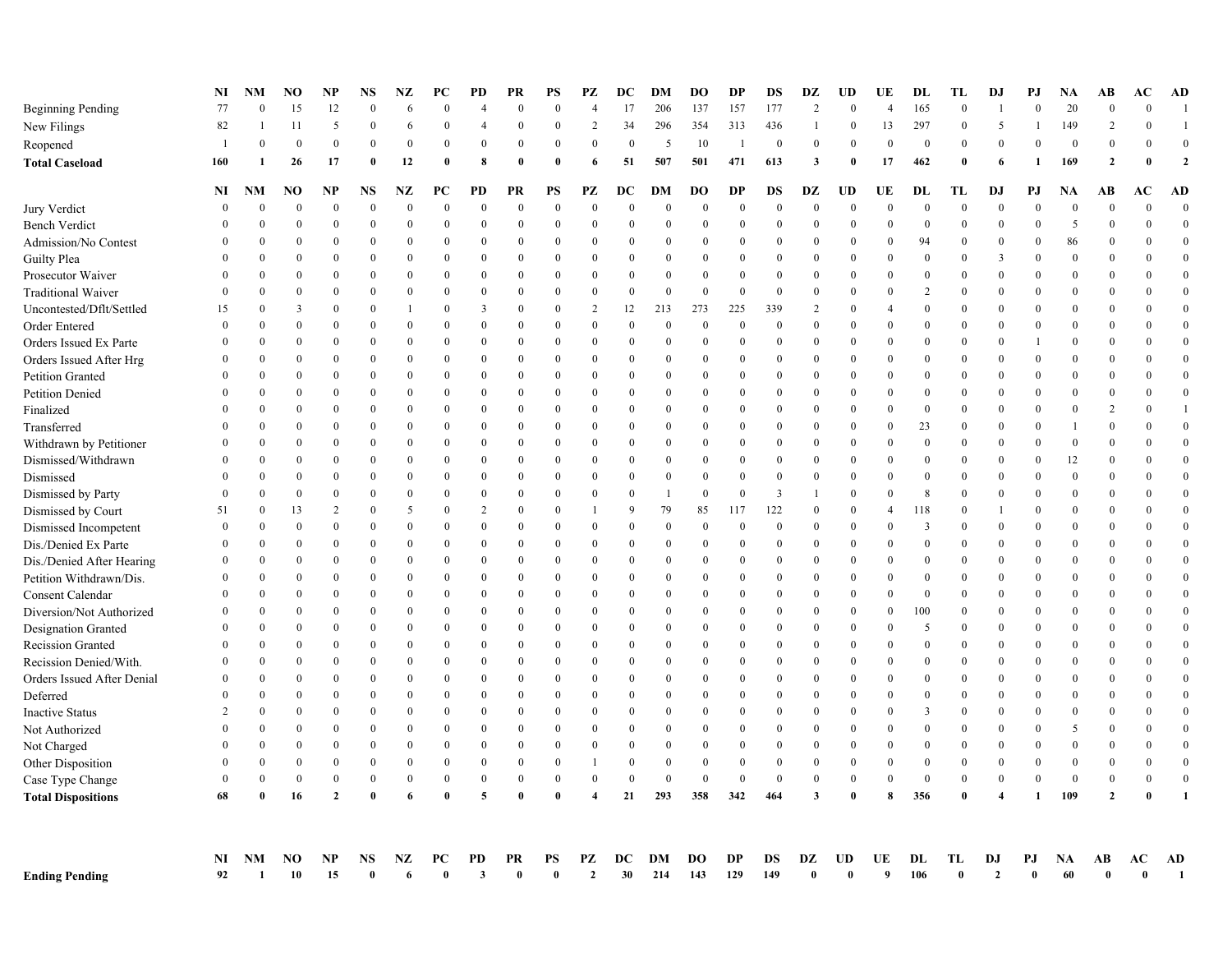| | NI | NM | NO | NP | NS | NZ | PC | PD | PR | PS | PZ | DC | DM | DO | DP | DS | DZ | UD | UE | DL | TL | DJ | PJ | NA | AB | AC | AD |
|---|---|---|---|---|---|---|---|---|---|---|---|---|---|---|---|---|---|---|---|---|---|---|---|---|---|---|---|
| Beginning Pending | 77 | 0 | 15 | 12 | 0 | 6 | 0 | 4 | 0 | 0 | 4 | 17 | 206 | 137 | 157 | 177 | 2 | 0 | 4 | 165 | 0 | 1 | 0 | 20 | 0 | 0 | 1 |
| New Filings | 82 | 1 | 11 | 5 | 0 | 6 | 0 | 4 | 0 | 0 | 2 | 34 | 296 | 354 | 313 | 436 | 1 | 0 | 13 | 297 | 0 | 5 | 1 | 149 | 2 | 0 | 1 |
| Reopened | 1 | 0 | 0 | 0 | 0 | 0 | 0 | 0 | 0 | 0 | 0 | 0 | 5 | 10 | 1 | 0 | 0 | 0 | 0 | 0 | 0 | 0 | 0 | 0 | 0 | 0 | 0 |
| **Total Caseload** | **160** | **1** | **26** | **17** | **0** | **12** | **0** | **8** | **0** | **0** | **6** | **51** | **507** | **501** | **471** | **613** | **3** | **0** | **17** | **462** | **0** | **6** | **1** | **169** | **2** | **0** | **2** |

| | NI | NM | NO | NP | NS | NZ | PC | PD | PR | PS | PZ | DC | DM | DO | DP | DS | DZ | UD | UE | DL | TL | DJ | PJ | NA | AB | AC | AD |
|---|---|---|---|---|---|---|---|---|---|---|---|---|---|---|---|---|---|---|---|---|---|---|---|---|---|---|---|
| Jury Verdict | 0 | 0 | 0 | 0 | 0 | 0 | 0 | 0 | 0 | 0 | 0 | 0 | 0 | 0 | 0 | 0 | 0 | 0 | 0 | 0 | 0 | 0 | 0 | 0 | 0 | 0 | 0 |
| Bench Verdict | 0 | 0 | 0 | 0 | 0 | 0 | 0 | 0 | 0 | 0 | 0 | 0 | 0 | 0 | 0 | 0 | 0 | 0 | 0 | 0 | 0 | 0 | 0 | 5 | 0 | 0 | 0 |
| Admission/No Contest | 0 | 0 | 0 | 0 | 0 | 0 | 0 | 0 | 0 | 0 | 0 | 0 | 0 | 0 | 0 | 0 | 0 | 0 | 0 | 94 | 0 | 0 | 0 | 86 | 0 | 0 | 0 |
| Guilty Plea | 0 | 0 | 0 | 0 | 0 | 0 | 0 | 0 | 0 | 0 | 0 | 0 | 0 | 0 | 0 | 0 | 0 | 0 | 0 | 0 | 0 | 3 | 0 | 0 | 0 | 0 | 0 |
| Prosecutor Waiver | 0 | 0 | 0 | 0 | 0 | 0 | 0 | 0 | 0 | 0 | 0 | 0 | 0 | 0 | 0 | 0 | 0 | 0 | 0 | 0 | 0 | 0 | 0 | 0 | 0 | 0 | 0 |
| Traditional Waiver | 0 | 0 | 0 | 0 | 0 | 0 | 0 | 0 | 0 | 0 | 0 | 0 | 0 | 0 | 0 | 0 | 0 | 0 | 0 | 2 | 0 | 0 | 0 | 0 | 0 | 0 | 0 |
| Uncontested/Dflt/Settled | 15 | 0 | 3 | 0 | 0 | 1 | 0 | 3 | 0 | 0 | 2 | 12 | 213 | 273 | 225 | 339 | 2 | 0 | 4 | 0 | 0 | 0 | 0 | 0 | 0 | 0 | 0 |
| Order Entered | 0 | 0 | 0 | 0 | 0 | 0 | 0 | 0 | 0 | 0 | 0 | 0 | 0 | 0 | 0 | 0 | 0 | 0 | 0 | 0 | 0 | 0 | 0 | 0 | 0 | 0 | 0 |
| Orders Issued Ex Parte | 0 | 0 | 0 | 0 | 0 | 0 | 0 | 0 | 0 | 0 | 0 | 0 | 0 | 0 | 0 | 0 | 0 | 0 | 0 | 0 | 0 | 0 | 1 | 0 | 0 | 0 | 0 |
| Orders Issued After Hrg | 0 | 0 | 0 | 0 | 0 | 0 | 0 | 0 | 0 | 0 | 0 | 0 | 0 | 0 | 0 | 0 | 0 | 0 | 0 | 0 | 0 | 0 | 0 | 0 | 0 | 0 | 0 |
| Petition Granted | 0 | 0 | 0 | 0 | 0 | 0 | 0 | 0 | 0 | 0 | 0 | 0 | 0 | 0 | 0 | 0 | 0 | 0 | 0 | 0 | 0 | 0 | 0 | 0 | 0 | 0 | 0 |
| Petition Denied | 0 | 0 | 0 | 0 | 0 | 0 | 0 | 0 | 0 | 0 | 0 | 0 | 0 | 0 | 0 | 0 | 0 | 0 | 0 | 0 | 0 | 0 | 0 | 0 | 0 | 0 | 0 |
| Finalized | 0 | 0 | 0 | 0 | 0 | 0 | 0 | 0 | 0 | 0 | 0 | 0 | 0 | 0 | 0 | 0 | 0 | 0 | 0 | 0 | 0 | 0 | 0 | 0 | 2 | 0 | 1 |
| Transferred | 0 | 0 | 0 | 0 | 0 | 0 | 0 | 0 | 0 | 0 | 0 | 0 | 0 | 0 | 0 | 0 | 0 | 0 | 0 | 23 | 0 | 0 | 0 | 1 | 0 | 0 | 0 |
| Withdrawn by Petitioner | 0 | 0 | 0 | 0 | 0 | 0 | 0 | 0 | 0 | 0 | 0 | 0 | 0 | 0 | 0 | 0 | 0 | 0 | 0 | 0 | 0 | 0 | 0 | 0 | 0 | 0 | 0 |
| Dismissed/Withdrawn | 0 | 0 | 0 | 0 | 0 | 0 | 0 | 0 | 0 | 0 | 0 | 0 | 0 | 0 | 0 | 0 | 0 | 0 | 0 | 0 | 0 | 0 | 0 | 12 | 0 | 0 | 0 |
| Dismissed | 0 | 0 | 0 | 0 | 0 | 0 | 0 | 0 | 0 | 0 | 0 | 0 | 0 | 0 | 0 | 0 | 0 | 0 | 0 | 0 | 0 | 0 | 0 | 0 | 0 | 0 | 0 |
| Dismissed by Party | 0 | 0 | 0 | 0 | 0 | 0 | 0 | 0 | 0 | 0 | 0 | 0 | 1 | 0 | 0 | 3 | 1 | 0 | 0 | 8 | 0 | 0 | 0 | 0 | 0 | 0 | 0 |
| Dismissed by Court | 51 | 0 | 13 | 2 | 0 | 5 | 0 | 2 | 0 | 0 | 1 | 9 | 79 | 85 | 117 | 122 | 0 | 0 | 4 | 118 | 0 | 1 | 0 | 0 | 0 | 0 | 0 |
| Dismissed Incompetent | 0 | 0 | 0 | 0 | 0 | 0 | 0 | 0 | 0 | 0 | 0 | 0 | 0 | 0 | 0 | 0 | 0 | 0 | 0 | 3 | 0 | 0 | 0 | 0 | 0 | 0 | 0 |
| Dis./Denied Ex Parte | 0 | 0 | 0 | 0 | 0 | 0 | 0 | 0 | 0 | 0 | 0 | 0 | 0 | 0 | 0 | 0 | 0 | 0 | 0 | 0 | 0 | 0 | 0 | 0 | 0 | 0 | 0 |
| Dis./Denied After Hearing | 0 | 0 | 0 | 0 | 0 | 0 | 0 | 0 | 0 | 0 | 0 | 0 | 0 | 0 | 0 | 0 | 0 | 0 | 0 | 0 | 0 | 0 | 0 | 0 | 0 | 0 | 0 |
| Petition Withdrawn/Dis. | 0 | 0 | 0 | 0 | 0 | 0 | 0 | 0 | 0 | 0 | 0 | 0 | 0 | 0 | 0 | 0 | 0 | 0 | 0 | 0 | 0 | 0 | 0 | 0 | 0 | 0 | 0 |
| Consent Calendar | 0 | 0 | 0 | 0 | 0 | 0 | 0 | 0 | 0 | 0 | 0 | 0 | 0 | 0 | 0 | 0 | 0 | 0 | 0 | 0 | 0 | 0 | 0 | 0 | 0 | 0 | 0 |
| Diversion/Not Authorized | 0 | 0 | 0 | 0 | 0 | 0 | 0 | 0 | 0 | 0 | 0 | 0 | 0 | 0 | 0 | 0 | 0 | 0 | 0 | 100 | 0 | 0 | 0 | 0 | 0 | 0 | 0 |
| Designation Granted | 0 | 0 | 0 | 0 | 0 | 0 | 0 | 0 | 0 | 0 | 0 | 0 | 0 | 0 | 0 | 0 | 0 | 0 | 0 | 5 | 0 | 0 | 0 | 0 | 0 | 0 | 0 |
| Recission Granted | 0 | 0 | 0 | 0 | 0 | 0 | 0 | 0 | 0 | 0 | 0 | 0 | 0 | 0 | 0 | 0 | 0 | 0 | 0 | 0 | 0 | 0 | 0 | 0 | 0 | 0 | 0 |
| Recission Denied/With. | 0 | 0 | 0 | 0 | 0 | 0 | 0 | 0 | 0 | 0 | 0 | 0 | 0 | 0 | 0 | 0 | 0 | 0 | 0 | 0 | 0 | 0 | 0 | 0 | 0 | 0 | 0 |
| Orders Issued After Denial | 0 | 0 | 0 | 0 | 0 | 0 | 0 | 0 | 0 | 0 | 0 | 0 | 0 | 0 | 0 | 0 | 0 | 0 | 0 | 0 | 0 | 0 | 0 | 0 | 0 | 0 | 0 |
| Deferred | 0 | 0 | 0 | 0 | 0 | 0 | 0 | 0 | 0 | 0 | 0 | 0 | 0 | 0 | 0 | 0 | 0 | 0 | 0 | 0 | 0 | 0 | 0 | 0 | 0 | 0 | 0 |
| Inactive Status | 2 | 0 | 0 | 0 | 0 | 0 | 0 | 0 | 0 | 0 | 0 | 0 | 0 | 0 | 0 | 0 | 0 | 0 | 0 | 3 | 0 | 0 | 0 | 0 | 0 | 0 | 0 |
| Not Authorized | 0 | 0 | 0 | 0 | 0 | 0 | 0 | 0 | 0 | 0 | 0 | 0 | 0 | 0 | 0 | 0 | 0 | 0 | 0 | 0 | 0 | 0 | 0 | 5 | 0 | 0 | 0 |
| Not Charged | 0 | 0 | 0 | 0 | 0 | 0 | 0 | 0 | 0 | 0 | 0 | 0 | 0 | 0 | 0 | 0 | 0 | 0 | 0 | 0 | 0 | 0 | 0 | 0 | 0 | 0 | 0 |
| Other Disposition | 0 | 0 | 0 | 0 | 0 | 0 | 0 | 0 | 0 | 0 | 1 | 0 | 0 | 0 | 0 | 0 | 0 | 0 | 0 | 0 | 0 | 0 | 0 | 0 | 0 | 0 | 0 |
| Case Type Change | 0 | 0 | 0 | 0 | 0 | 0 | 0 | 0 | 0 | 0 | 0 | 0 | 0 | 0 | 0 | 0 | 0 | 0 | 0 | 0 | 0 | 0 | 0 | 0 | 0 | 0 | 0 |
| **Total Dispositions** | **68** | **0** | **16** | **2** | **0** | **6** | **0** | **5** | **0** | **0** | **4** | **21** | **293** | **358** | **342** | **464** | **3** | **0** | **8** | **356** | **0** | **4** | **1** | **109** | **2** | **0** | **1** |

| | NI | NM | NO | NP | NS | NZ | PC | PD | PR | PS | PZ | DC | DM | DO | DP | DS | DZ | UD | UE | DL | TL | DJ | PJ | NA | AB | AC | AD |
|---|---|---|---|---|---|---|---|---|---|---|---|---|---|---|---|---|---|---|---|---|---|---|---|---|---|---|---|
| **Ending Pending** | **92** | **1** | **10** | **15** | **0** | **6** | **0** | **3** | **0** | **0** | **2** | **30** | **214** | **143** | **129** | **149** | **0** | **0** | **9** | **106** | **0** | **2** | **0** | **60** | **0** | **0** | **1** |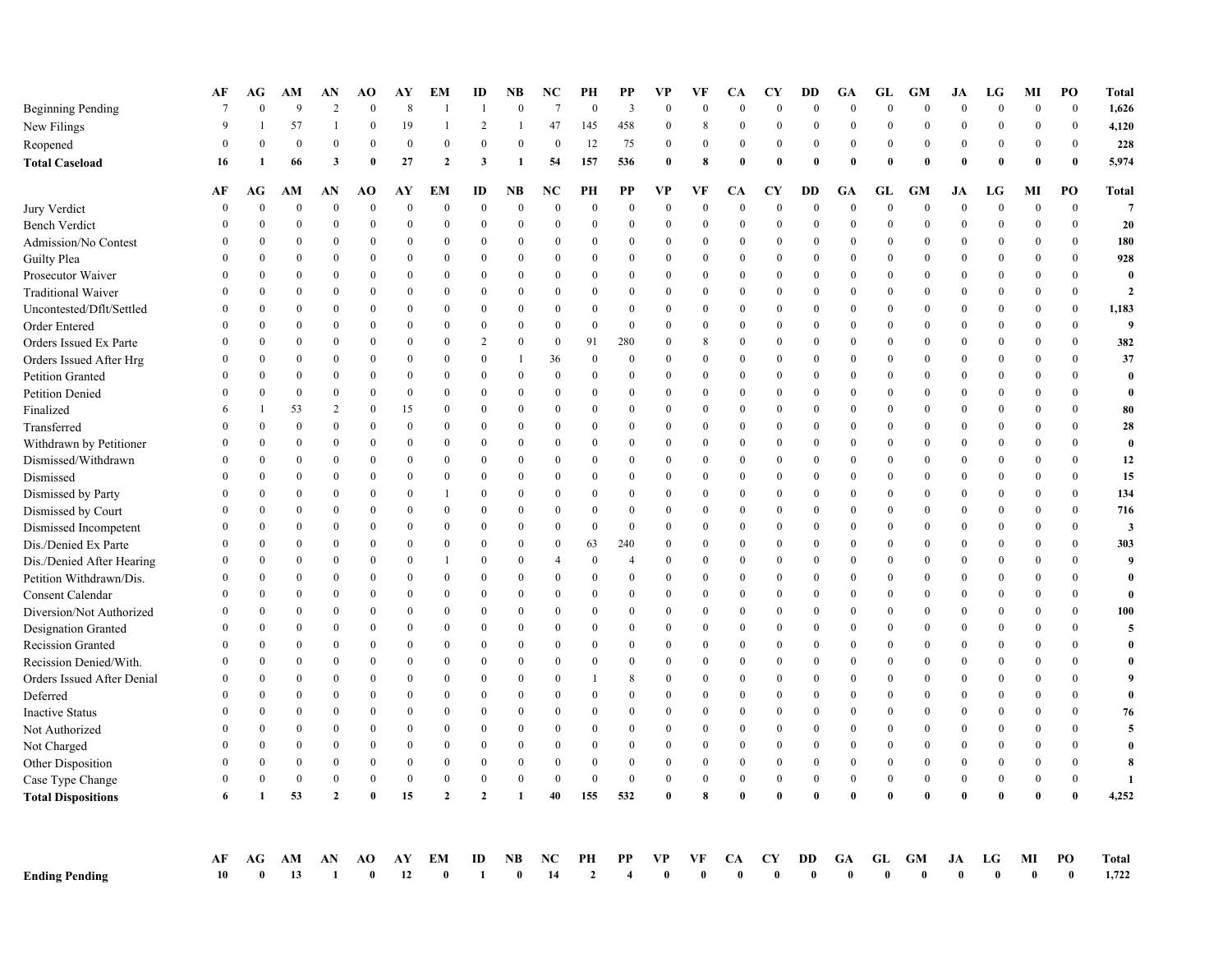| | AF | AG | AM | AN | AO | AY | EM | ID | NB | NC | PH | PP | VP | VF | CA | CY | DD | GA | GL | GM | JA | LG | MI | PO | Total |
|---|---|---|---|---|---|---|---|---|---|---|---|---|---|---|---|---|---|---|---|---|---|---|---|---|---|
| Beginning Pending | 7 | 0 | 9 | 2 | 0 | 8 | 1 | 1 | 0 | 7 | 0 | 3 | 0 | 0 | 0 | 0 | 0 | 0 | 0 | 0 | 0 | 0 | 0 | 0 | 1,626 |
| New Filings | 9 | 1 | 57 | 1 | 0 | 19 | 1 | 2 | 1 | 47 | 145 | 458 | 0 | 8 | 0 | 0 | 0 | 0 | 0 | 0 | 0 | 0 | 0 | 0 | 4,120 |
| Reopened | 0 | 0 | 0 | 0 | 0 | 0 | 0 | 0 | 0 | 0 | 12 | 75 | 0 | 0 | 0 | 0 | 0 | 0 | 0 | 0 | 0 | 0 | 0 | 0 | 228 |
| **Total Caseload** | **16** | **1** | **66** | **3** | **0** | **27** | **2** | **3** | **1** | **54** | **157** | **536** | **0** | **8** | **0** | **0** | **0** | **0** | **0** | **0** | **0** | **0** | **0** | **0** | **5,974** |

| | AF | AG | AM | AN | AO | AY | EM | ID | NB | NC | PH | PP | VP | VF | CA | CY | DD | GA | GL | GM | JA | LG | MI | PO | Total |
|---|---|---|---|---|---|---|---|---|---|---|---|---|---|---|---|---|---|---|---|---|---|---|---|---|---|
| Jury Verdict | 0 | 0 | 0 | 0 | 0 | 0 | 0 | 0 | 0 | 0 | 0 | 0 | 0 | 0 | 0 | 0 | 0 | 0 | 0 | 0 | 0 | 0 | 0 | 0 | 7 |
| Bench Verdict | 0 | 0 | 0 | 0 | 0 | 0 | 0 | 0 | 0 | 0 | 0 | 0 | 0 | 0 | 0 | 0 | 0 | 0 | 0 | 0 | 0 | 0 | 0 | 0 | 20 |
| Admission/No Contest | 0 | 0 | 0 | 0 | 0 | 0 | 0 | 0 | 0 | 0 | 0 | 0 | 0 | 0 | 0 | 0 | 0 | 0 | 0 | 0 | 0 | 0 | 0 | 0 | 180 |
| Guilty Plea | 0 | 0 | 0 | 0 | 0 | 0 | 0 | 0 | 0 | 0 | 0 | 0 | 0 | 0 | 0 | 0 | 0 | 0 | 0 | 0 | 0 | 0 | 0 | 0 | 928 |
| Prosecutor Waiver | 0 | 0 | 0 | 0 | 0 | 0 | 0 | 0 | 0 | 0 | 0 | 0 | 0 | 0 | 0 | 0 | 0 | 0 | 0 | 0 | 0 | 0 | 0 | 0 | 0 |
| Traditional Waiver | 0 | 0 | 0 | 0 | 0 | 0 | 0 | 0 | 0 | 0 | 0 | 0 | 0 | 0 | 0 | 0 | 0 | 0 | 0 | 0 | 0 | 0 | 0 | 0 | 2 |
| Uncontested/Dflt/Settled | 0 | 0 | 0 | 0 | 0 | 0 | 0 | 0 | 0 | 0 | 0 | 0 | 0 | 0 | 0 | 0 | 0 | 0 | 0 | 0 | 0 | 0 | 0 | 0 | 1,183 |
| Order Entered | 0 | 0 | 0 | 0 | 0 | 0 | 0 | 0 | 0 | 0 | 0 | 0 | 0 | 0 | 0 | 0 | 0 | 0 | 0 | 0 | 0 | 0 | 0 | 0 | 9 |
| Orders Issued Ex Parte | 0 | 0 | 0 | 0 | 0 | 0 | 0 | 2 | 0 | 0 | 91 | 280 | 0 | 8 | 0 | 0 | 0 | 0 | 0 | 0 | 0 | 0 | 0 | 0 | 382 |
| Orders Issued After Hrg | 0 | 0 | 0 | 0 | 0 | 0 | 0 | 0 | 1 | 36 | 0 | 0 | 0 | 0 | 0 | 0 | 0 | 0 | 0 | 0 | 0 | 0 | 0 | 0 | 37 |
| Petition Granted | 0 | 0 | 0 | 0 | 0 | 0 | 0 | 0 | 0 | 0 | 0 | 0 | 0 | 0 | 0 | 0 | 0 | 0 | 0 | 0 | 0 | 0 | 0 | 0 | 0 |
| Petition Denied | 0 | 0 | 0 | 0 | 0 | 0 | 0 | 0 | 0 | 0 | 0 | 0 | 0 | 0 | 0 | 0 | 0 | 0 | 0 | 0 | 0 | 0 | 0 | 0 | 0 |
| Finalized | 6 | 1 | 53 | 2 | 0 | 15 | 0 | 0 | 0 | 0 | 0 | 0 | 0 | 0 | 0 | 0 | 0 | 0 | 0 | 0 | 0 | 0 | 0 | 0 | 80 |
| Transferred | 0 | 0 | 0 | 0 | 0 | 0 | 0 | 0 | 0 | 0 | 0 | 0 | 0 | 0 | 0 | 0 | 0 | 0 | 0 | 0 | 0 | 0 | 0 | 0 | 28 |
| Withdrawn by Petitioner | 0 | 0 | 0 | 0 | 0 | 0 | 0 | 0 | 0 | 0 | 0 | 0 | 0 | 0 | 0 | 0 | 0 | 0 | 0 | 0 | 0 | 0 | 0 | 0 | 0 |
| Dismissed/Withdrawn | 0 | 0 | 0 | 0 | 0 | 0 | 0 | 0 | 0 | 0 | 0 | 0 | 0 | 0 | 0 | 0 | 0 | 0 | 0 | 0 | 0 | 0 | 0 | 0 | 12 |
| Dismissed | 0 | 0 | 0 | 0 | 0 | 0 | 0 | 0 | 0 | 0 | 0 | 0 | 0 | 0 | 0 | 0 | 0 | 0 | 0 | 0 | 0 | 0 | 0 | 0 | 15 |
| Dismissed by Party | 0 | 0 | 0 | 0 | 0 | 0 | 1 | 0 | 0 | 0 | 0 | 0 | 0 | 0 | 0 | 0 | 0 | 0 | 0 | 0 | 0 | 0 | 0 | 0 | 134 |
| Dismissed by Court | 0 | 0 | 0 | 0 | 0 | 0 | 0 | 0 | 0 | 0 | 0 | 0 | 0 | 0 | 0 | 0 | 0 | 0 | 0 | 0 | 0 | 0 | 0 | 0 | 716 |
| Dismissed Incompetent | 0 | 0 | 0 | 0 | 0 | 0 | 0 | 0 | 0 | 0 | 0 | 0 | 0 | 0 | 0 | 0 | 0 | 0 | 0 | 0 | 0 | 0 | 0 | 0 | 3 |
| Dis./Denied Ex Parte | 0 | 0 | 0 | 0 | 0 | 0 | 0 | 0 | 0 | 0 | 63 | 240 | 0 | 0 | 0 | 0 | 0 | 0 | 0 | 0 | 0 | 0 | 0 | 0 | 303 |
| Dis./Denied After Hearing | 0 | 0 | 0 | 0 | 0 | 0 | 1 | 0 | 0 | 4 | 0 | 4 | 0 | 0 | 0 | 0 | 0 | 0 | 0 | 0 | 0 | 0 | 0 | 0 | 9 |
| Petition Withdrawn/Dis. | 0 | 0 | 0 | 0 | 0 | 0 | 0 | 0 | 0 | 0 | 0 | 0 | 0 | 0 | 0 | 0 | 0 | 0 | 0 | 0 | 0 | 0 | 0 | 0 | 0 |
| Consent Calendar | 0 | 0 | 0 | 0 | 0 | 0 | 0 | 0 | 0 | 0 | 0 | 0 | 0 | 0 | 0 | 0 | 0 | 0 | 0 | 0 | 0 | 0 | 0 | 0 | 0 |
| Diversion/Not Authorized | 0 | 0 | 0 | 0 | 0 | 0 | 0 | 0 | 0 | 0 | 0 | 0 | 0 | 0 | 0 | 0 | 0 | 0 | 0 | 0 | 0 | 0 | 0 | 0 | 100 |
| Designation Granted | 0 | 0 | 0 | 0 | 0 | 0 | 0 | 0 | 0 | 0 | 0 | 0 | 0 | 0 | 0 | 0 | 0 | 0 | 0 | 0 | 0 | 0 | 0 | 0 | 5 |
| Recission Granted | 0 | 0 | 0 | 0 | 0 | 0 | 0 | 0 | 0 | 0 | 0 | 0 | 0 | 0 | 0 | 0 | 0 | 0 | 0 | 0 | 0 | 0 | 0 | 0 | 0 |
| Recission Denied/With. | 0 | 0 | 0 | 0 | 0 | 0 | 0 | 0 | 0 | 0 | 0 | 0 | 0 | 0 | 0 | 0 | 0 | 0 | 0 | 0 | 0 | 0 | 0 | 0 | 0 |
| Orders Issued After Denial | 0 | 0 | 0 | 0 | 0 | 0 | 0 | 0 | 0 | 0 | 1 | 8 | 0 | 0 | 0 | 0 | 0 | 0 | 0 | 0 | 0 | 0 | 0 | 0 | 9 |
| Deferred | 0 | 0 | 0 | 0 | 0 | 0 | 0 | 0 | 0 | 0 | 0 | 0 | 0 | 0 | 0 | 0 | 0 | 0 | 0 | 0 | 0 | 0 | 0 | 0 | 0 |
| Inactive Status | 0 | 0 | 0 | 0 | 0 | 0 | 0 | 0 | 0 | 0 | 0 | 0 | 0 | 0 | 0 | 0 | 0 | 0 | 0 | 0 | 0 | 0 | 0 | 0 | 76 |
| Not Authorized | 0 | 0 | 0 | 0 | 0 | 0 | 0 | 0 | 0 | 0 | 0 | 0 | 0 | 0 | 0 | 0 | 0 | 0 | 0 | 0 | 0 | 0 | 0 | 0 | 5 |
| Not Charged | 0 | 0 | 0 | 0 | 0 | 0 | 0 | 0 | 0 | 0 | 0 | 0 | 0 | 0 | 0 | 0 | 0 | 0 | 0 | 0 | 0 | 0 | 0 | 0 | 0 |
| Other Disposition | 0 | 0 | 0 | 0 | 0 | 0 | 0 | 0 | 0 | 0 | 0 | 0 | 0 | 0 | 0 | 0 | 0 | 0 | 0 | 0 | 0 | 0 | 0 | 0 | 8 |
| Case Type Change | 0 | 0 | 0 | 0 | 0 | 0 | 0 | 0 | 0 | 0 | 0 | 0 | 0 | 0 | 0 | 0 | 0 | 0 | 0 | 0 | 0 | 0 | 0 | 0 | 1 |
| **Total Dispositions** | **6** | **1** | **53** | **2** | **0** | **15** | **2** | **2** | **1** | **40** | **155** | **532** | **0** | **8** | **0** | **0** | **0** | **0** | **0** | **0** | **0** | **0** | **0** | **0** | **4,252** |

| | AF | AG | AM | AN | AO | AY | EM | ID | NB | NC | PH | PP | VP | VF | CA | CY | DD | GA | GL | GM | JA | LG | MI | PO | Total |
|---|---|---|---|---|---|---|---|---|---|---|---|---|---|---|---|---|---|---|---|---|---|---|---|---|---|
| **Ending Pending** | **10** | **0** | **13** | **1** | **0** | **12** | **0** | **1** | **0** | **14** | **2** | **4** | **0** | **0** | **0** | **0** | **0** | **0** | **0** | **0** | **0** | **0** | **0** | **0** | **1,722** |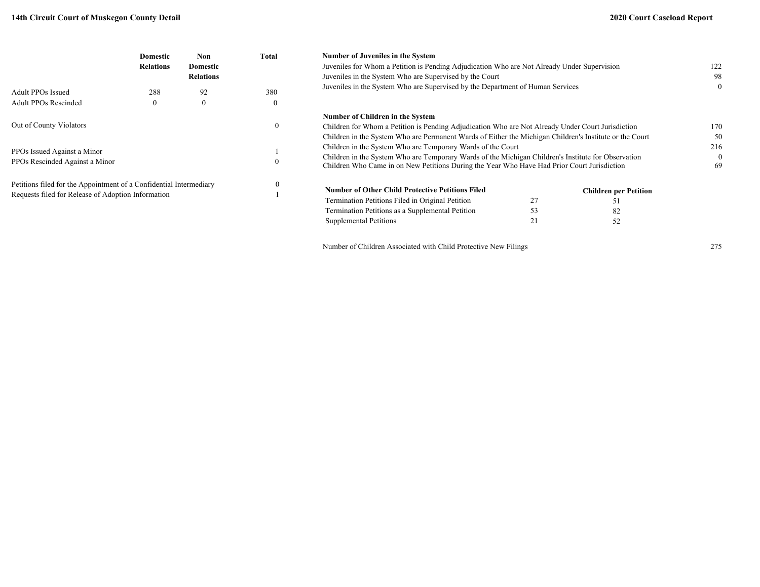| | Domestic Relations | Non Domestic Relations | Total |
|---|---|---|---|
| Adult PPOs Issued | 288 | 92 | 380 |
| Adult PPOs Rescinded | 0 | 0 | 0 |
| Out of County Violators | | | 0 |
| PPOs Issued Against a Minor | | | 1 |
| PPOs Rescinded Against a Minor | | | 0 |
| Petitions filed for the Appointment of a Confidential Intermediary | | | 0 |
| Requests filed for Release of Adoption Information | | | 1 |

**Number of Juveniles in the System**

| | |
|---|---|
| Juveniles for Whom a Petition is Pending Adjudication Who are Not Already Under Supervision | 122 |
| Juveniles in the System Who are Supervised by the Court | 98 |
| Juveniles in the System Who are Supervised by the Department of Human Services | 0 |

**Number of Children in the System**

| | |
|---|---|
| Children for Whom a Petition is Pending Adjudication Who are Not Already Under Court Jurisdiction | 170 |
| Children in the System Who are Permanent Wards of Either the Michigan Children's Institute or the Court | 50 |
| Children in the System Who are Temporary Wards of the Court | 216 |
| Children in the System Who are Temporary Wards of the Michigan Children's Institute for Observation | 0 |
| Children Who Came in on New Petitions During the Year Who Have Had Prior Court Jurisdiction | 69 |

| Number of Other Child Protective Petitions Filed | | Children per Petition |
|---|---|---|
| Termination Petitions Filed in Original Petition | 27 | 51 |
| Termination Petitions as a Supplemental Petition | 53 | 82 |
| Supplemental Petitions | 21 | 52 |

Number of Children Associated with Child Protective New Filings 275